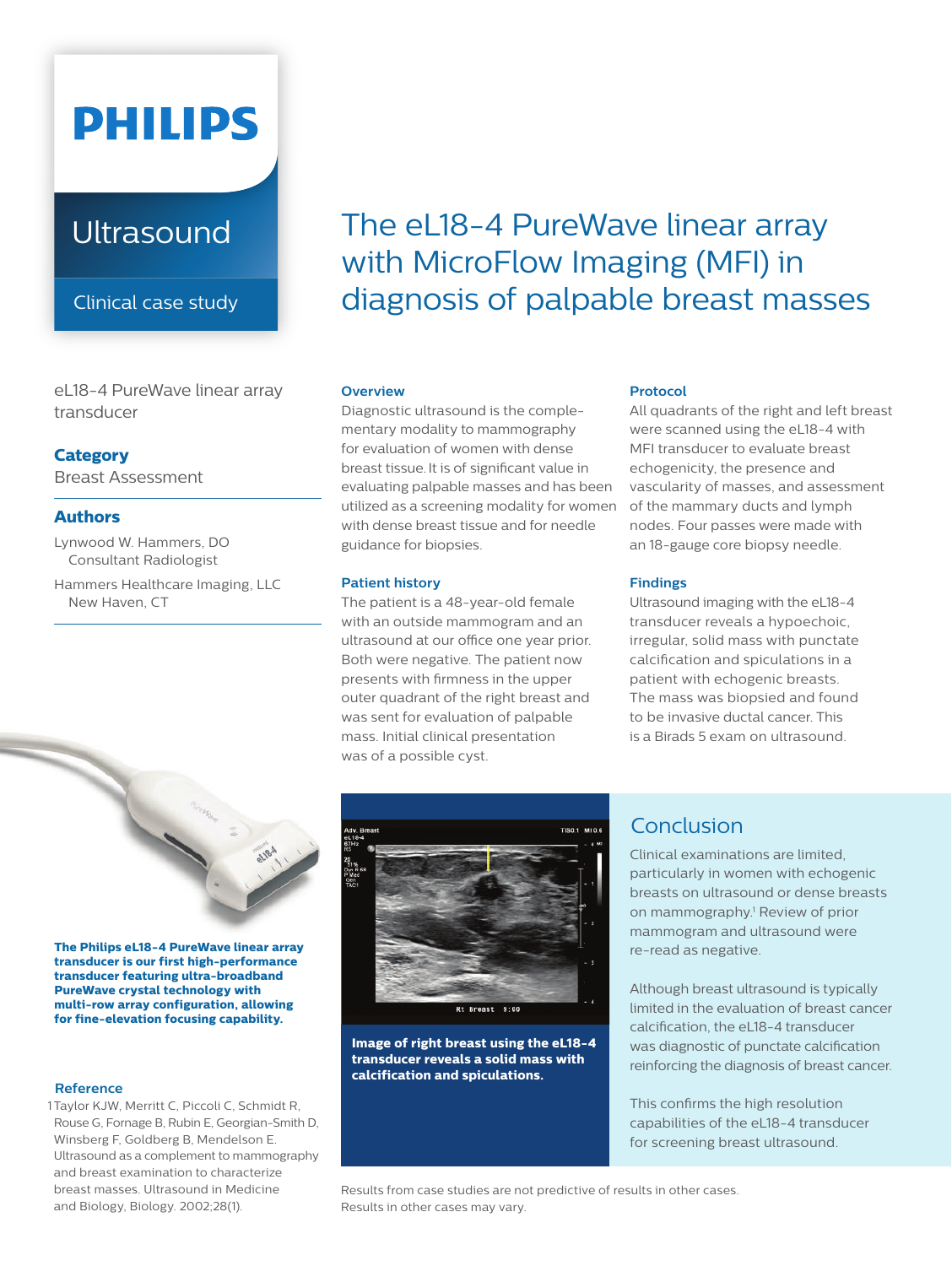# PHILIPS

## Ultrasound

Clinical case study

# The eL18-4 PureWave linear array with MicroFlow Imaging (MFI) in diagnosis of palpable breast masses

eL18-4 PureWave linear array transducer

### Category

Breast Assessment

### Authors

Lynwood W. Hammers, DO
Consultant Radiologist

Hammers Healthcare Imaging, LLC
New Haven, CT

### Overview

Diagnostic ultrasound is the complementary modality to mammography for evaluation of women with dense breast tissue. It is of significant value in evaluating palpable masses and has been utilized as a screening modality for women with dense breast tissue and for needle guidance for biopsies.

### Patient history

The patient is a 48-year-old female with an outside mammogram and an ultrasound at our office one year prior. Both were negative. The patient now presents with firmness in the upper outer quadrant of the right breast and was sent for evaluation of palpable mass. Initial clinical presentation was of a possible cyst.

### Protocol

All quadrants of the right and left breast were scanned using the eL18-4 with MFI transducer to evaluate breast echogenicity, the presence and vascularity of masses, and assessment of the mammary ducts and lymph nodes. Four passes were made with an 18-gauge core biopsy needle.

### Findings

Ultrasound imaging with the eL18-4 transducer reveals a hypoechoic, irregular, solid mass with punctate calcification and spiculations in a patient with echogenic breasts. The mass was biopsied and found to be invasive ductal cancer. This is a Birads 5 exam on ultrasound.

**The Philips eL18-4 PureWave linear array transducer is our first high-performance transducer featuring ultra-broadband PureWave crystal technology with multi-row array configuration, allowing for fine-elevation focusing capability.**

**Image of right breast using the eL18-4 transducer reveals a solid mass with calcification and spiculations.**

## Conclusion

Clinical examinations are limited, particularly in women with echogenic breasts on ultrasound or dense breasts on mammography.[1] Review of prior mammogram and ultrasound were re-read as negative.

Although breast ultrasound is typically limited in the evaluation of breast cancer calcification, the eL18-4 transducer was diagnostic of punctate calcification reinforcing the diagnosis of breast cancer.

This confirms the high resolution capabilities of the eL18-4 transducer for screening breast ultrasound.

### Reference

1 Taylor KJW, Merritt C, Piccoli C, Schmidt R, Rouse G, Fornage B, Rubin E, Georgian-Smith D, Winsberg F, Goldberg B, Mendelson E. Ultrasound as a complement to mammography and breast examination to characterize breast masses. Ultrasound in Medicine and Biology, Biology. 2002;28(1).

Results from case studies are not predictive of results in other cases. Results in other cases may vary.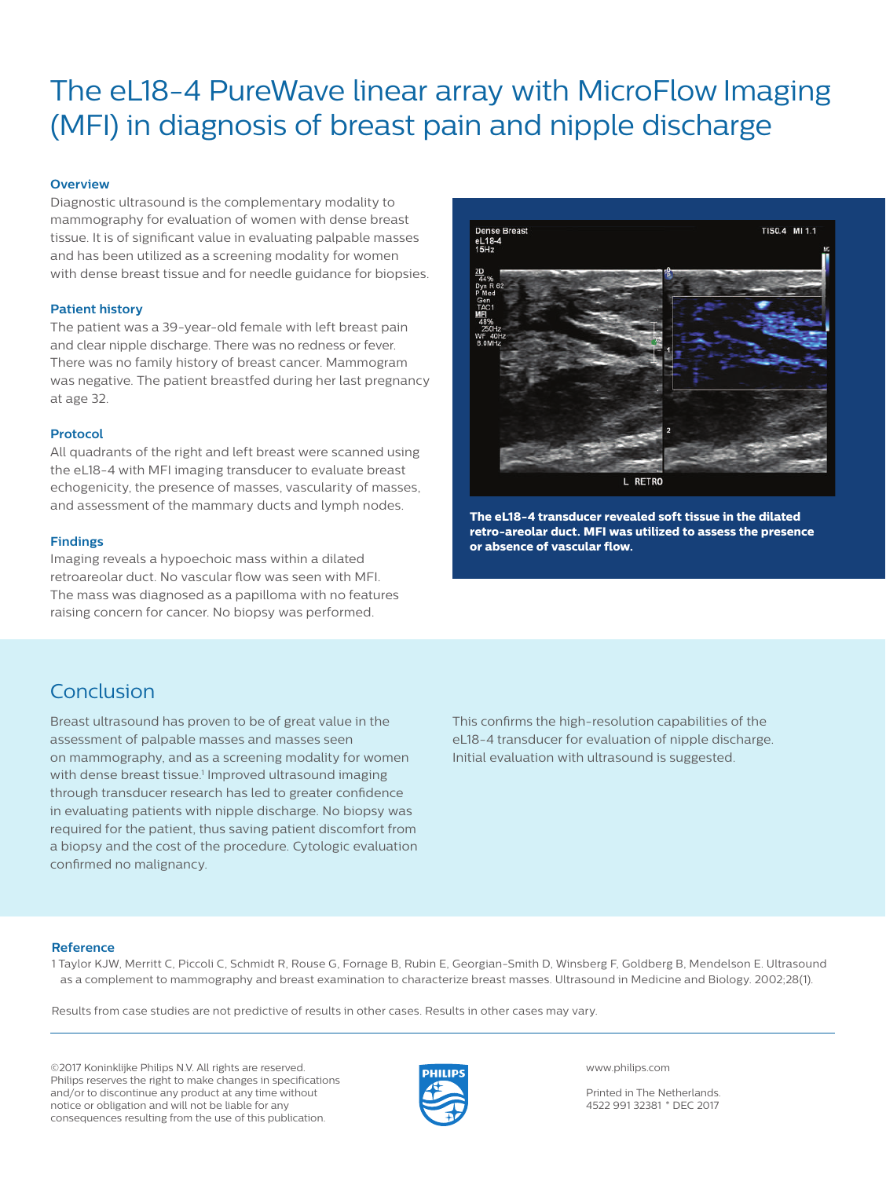# The eL18-4 PureWave linear array with MicroFlow Imaging (MFI) in diagnosis of breast pain and nipple discharge

### Overview

Diagnostic ultrasound is the complementary modality to mammography for evaluation of women with dense breast tissue. It is of significant value in evaluating palpable masses and has been utilized as a screening modality for women with dense breast tissue and for needle guidance for biopsies.

### Patient history

The patient was a 39-year-old female with left breast pain and clear nipple discharge. There was no redness or fever. There was no family history of breast cancer. Mammogram was negative. The patient breastfed during her last pregnancy at age 32.

### Protocol

All quadrants of the right and left breast were scanned using the eL18-4 with MFI imaging transducer to evaluate breast echogenicity, the presence of masses, vascularity of masses, and assessment of the mammary ducts and lymph nodes.

### Findings

Imaging reveals a hypoechoic mass within a dilated retroareolar duct. No vascular flow was seen with MFI. The mass was diagnosed as a papilloma with no features raising concern for cancer. No biopsy was performed.

**The eL18-4 transducer revealed soft tissue in the dilated retro-areolar duct. MFI was utilized to assess the presence or absence of vascular flow.**

## Conclusion

Breast ultrasound has proven to be of great value in the assessment of palpable masses and masses seen on mammography, and as a screening modality for women with dense breast tissue.[1] Improved ultrasound imaging through transducer research has led to greater confidence in evaluating patients with nipple discharge. No biopsy was required for the patient, thus saving patient discomfort from a biopsy and the cost of the procedure. Cytologic evaluation confirmed no malignancy.

This confirms the high-resolution capabilities of the eL18-4 transducer for evaluation of nipple discharge. Initial evaluation with ultrasound is suggested.

### Reference

1 Taylor KJW, Merritt C, Piccoli C, Schmidt R, Rouse G, Fornage B, Rubin E, Georgian-Smith D, Winsberg F, Goldberg B, Mendelson E. Ultrasound as a complement to mammography and breast examination to characterize breast masses. Ultrasound in Medicine and Biology. 2002;28(1).

Results from case studies are not predictive of results in other cases. Results in other cases may vary.

©2017 Koninklijke Philips N.V. All rights reserved. Philips reserves the right to make changes in specifications and/or to discontinue any product at any time without notice or obligation and will not be liable for any consequences resulting from the use of this publication.

www.philips.com

Printed in The Netherlands.
4522 991 32381 * DEC 2017